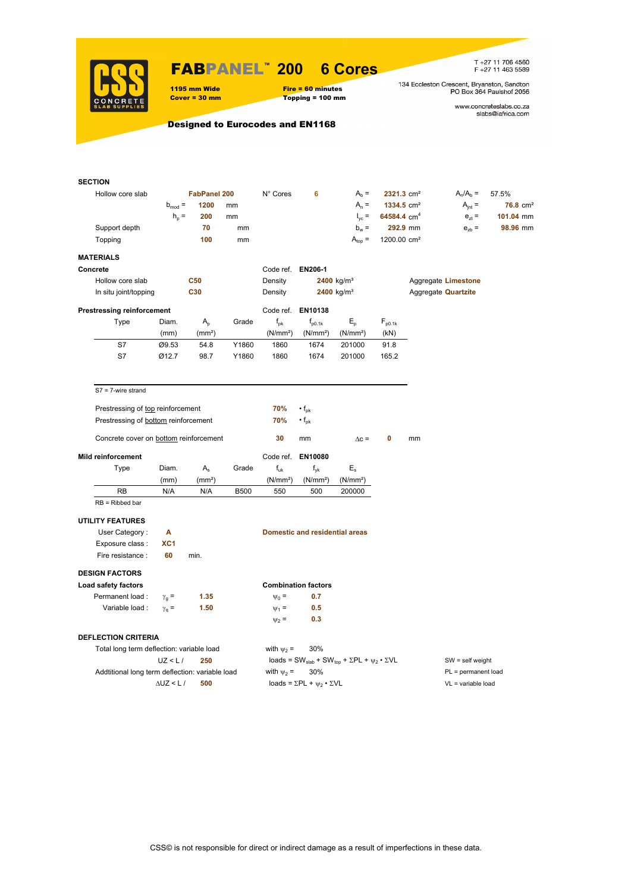# FABPANEL™ 200 6 Cores

**1195 mm Wide**
**Cover = 30 mm**

**Fire = 60 minutes**
**Topping = 100 mm**

T +27 11 706 4560
F +27 11 463 5589

134 Eccleston Crescent, Bryanston, Sandton
PO Box 364 Paulshof 2056

www.concreteslabs.co.za
slabs@iafrica.com

**Designed to Eurocodes and EN1168**

## SECTION

| | | | | | | | | |
|---|---|---|---|---|---|---|---|---|
| Hollow core slab | | FabPanel 200 | N° Cores | 6 | $A_b$ = | 2321.3 cm² | $A_n/A_b$ = | 57.5% |
| | $b_{mod}$ = | 1200 mm | | | $A_n$ = | 1334.5 cm² | $A_{jnt}$ = | 76.8 cm² |
| | $h_p$ = | 200 mm | | | $I_{yc}$ = | 64584.4 cm⁴ | $e_{zt}$ = | 101.04 mm |
| Support depth | | 70 mm | | | $b_w$ = | 292.9 mm | $e_{zb}$ = | 98.96 mm |
| Topping | | 100 mm | | | $A_{top}$ = | 1200.00 cm² | | |

## MATERIALS

**Concrete** — Code ref. **EN206-1**

| | | | | |
|---|---|---|---|---|
| Hollow core slab | C50 | Density | 2400 kg/m³ | Aggregate Limestone |
| In situ joint/topping | C30 | Density | 2400 kg/m³ | Aggregate Quartzite |

**Prestressing reinforcement** — Code ref. **EN10138**

| Type | Diam. (mm) | $A_p$ (mm²) | Grade | $f_{pk}$ (N/mm²) | $f_{p0.1k}$ (N/mm²) | $E_p$ (N/mm²) | $F_{p0.1k}$ (kN) |
|---|---|---|---|---|---|---|---|
| S7 | Ø9.53 | 54.8 | Y1860 | 1860 | 1674 | 201000 | 91.8 |
| S7 | Ø12.7 | 98.7 | Y1860 | 1860 | 1674 | 201000 | 165.2 |

S7 = 7-wire strand

Prestressing of top reinforcement: 70% • $f_{pk}$
Prestressing of bottom reinforcement: 70% • $f_{pk}$

Concrete cover on bottom reinforcement: 30 mm  Δc = 0 mm

**Mild reinforcement** — Code ref. **EN10080**

| Type | Diam. (mm) | $A_s$ (mm²) | Grade | $f_{uk}$ (N/mm²) | $f_{yk}$ (N/mm²) | $E_s$ (N/mm²) |
|---|---|---|---|---|---|---|
| RB | N/A | N/A | B500 | 550 | 500 | 200000 |

RB = Ribbed bar

## UTILITY FEATURES

User Category : **A** — Domestic and residential areas
Exposure class : **XC1**
Fire resistance : **60** min.

## DESIGN FACTORS

**Load safety factors**

Permanent load : $\gamma_g$ = 1.35
Variable load : $\gamma_q$ = 1.50

**Combination factors**

$\psi_0$ = 0.7
$\psi_1$ = 0.5
$\psi_2$ = 0.3

## DEFLECTION CRITERIA

Total long term deflection: variable load — with $\psi_2$ = 30%
UZ < L / 250 — loads = $SW_{slab} + SW_{top} + \Sigma PL + \psi_2 \cdot \Sigma VL$

Addtitional long term deflection: variable load — with $\psi_2$ = 30%
ΔUZ < L / 500 — loads = $\Sigma PL + \psi_2 \cdot \Sigma VL$

SW = self weight
PL = permanent load
VL = variable load

CSS© is not responsible for direct or indirect damage as a result of imperfections in these data.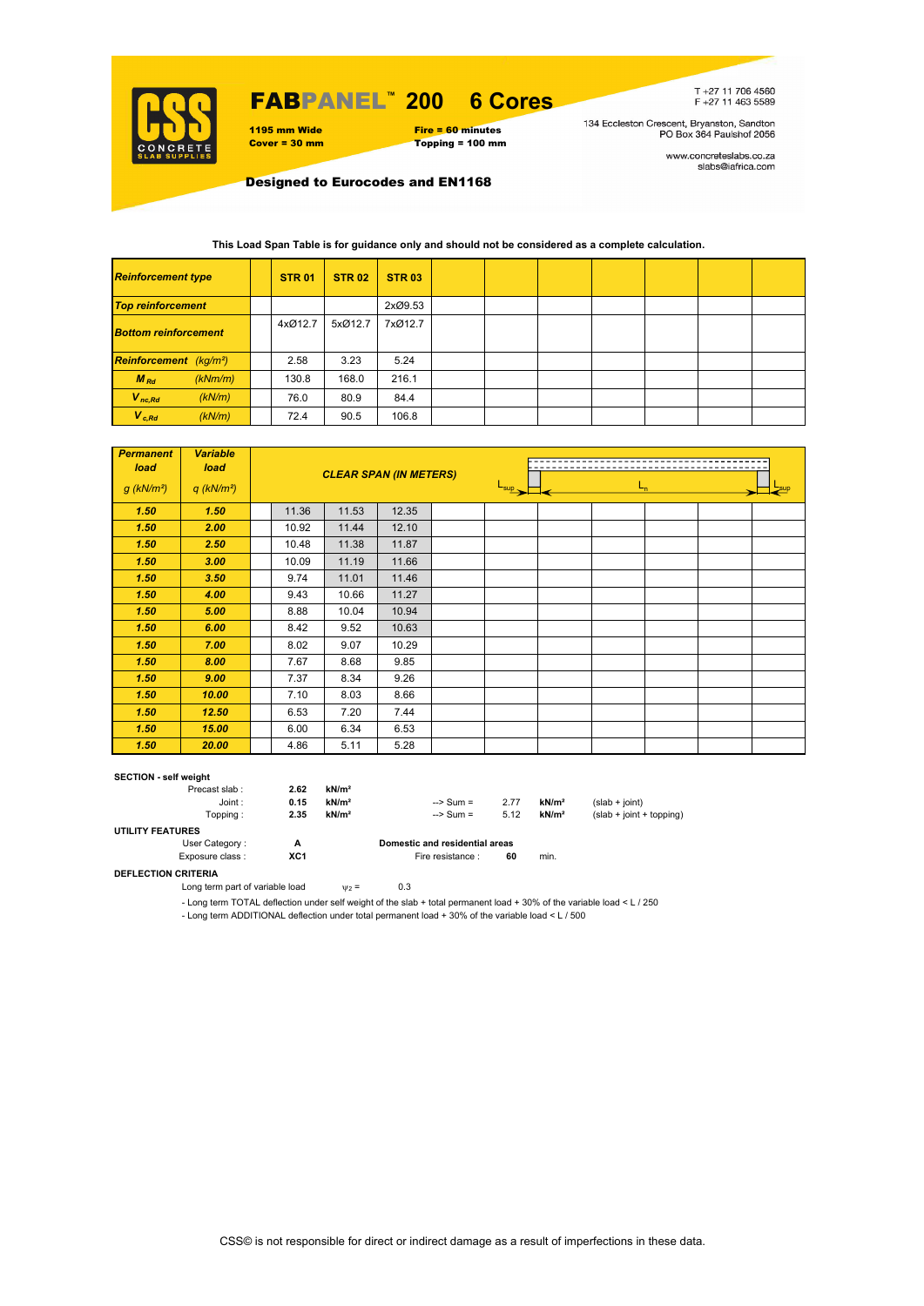# FABPANEL™ 200 6 Cores

**1195 mm Wide**
**Cover = 30 mm**

**Fire = 60 minutes**
**Topping = 100 mm**

T +27 11 706 4560
F +27 11 463 5589

134 Eccleston Crescent, Bryanston, Sandton
PO Box 364 Paulshof 2056

www.concreteslabs.co.za
slabs@iafrica.com

**Designed to Eurocodes and EN1168**

**This Load Span Table is for guidance only and should not be considered as a complete calculation.**

| ***Reinforcement type*** | | | **STR 01** | **STR 02** | **STR 03** | | | | | | | |
|---|---|---|---|---|---|---|---|---|---|---|---|---|
| ***Top reinforcement*** | | | | | 2xØ9.53 | | | | | | | |
| ***Bottom reinforcement*** | | | 4xØ12.7 | 5xØ12.7 | 7xØ12.7 | | | | | | | |
| ***Reinforcement*** | *(kg/m²)* | | 2.58 | 3.23 | 5.24 | | | | | | | |
| $M_{Rd}$ | *(kNm/m)* | | 130.8 | 168.0 | 216.1 | | | | | | | |
| $V_{nc,Rd}$ | *(kN/m)* | | 76.0 | 80.9 | 84.4 | | | | | | | |
| $V_{c,Rd}$ | *(kN/m)* | | 72.4 | 90.5 | 106.8 | | | | | | | |

| ***Permanent load*** *g (kN/m²)* | ***Variable load*** *q (kN/m²)* | | ***CLEAR SPAN (IN METERS)*** | | | | | | | | | |
|---|---|---|---|---|---|---|---|---|---|---|---|---|
| **1.50** | **1.50** | | 11.36 | 11.53 | 12.35 | | | | | | | |
| **1.50** | **2.00** | | 10.92 | 11.44 | 12.10 | | | | | | | |
| **1.50** | **2.50** | | 10.48 | 11.38 | 11.87 | | | | | | | |
| **1.50** | **3.00** | | 10.09 | 11.19 | 11.66 | | | | | | | |
| **1.50** | **3.50** | | 9.74 | 11.01 | 11.46 | | | | | | | |
| **1.50** | **4.00** | | 9.43 | 10.66 | 11.27 | | | | | | | |
| **1.50** | **5.00** | | 8.88 | 10.04 | 10.94 | | | | | | | |
| **1.50** | **6.00** | | 8.42 | 9.52 | 10.63 | | | | | | | |
| **1.50** | **7.00** | | 8.02 | 9.07 | 10.29 | | | | | | | |
| **1.50** | **8.00** | | 7.67 | 8.68 | 9.85 | | | | | | | |
| **1.50** | **9.00** | | 7.37 | 8.34 | 9.26 | | | | | | | |
| **1.50** | **10.00** | | 7.10 | 8.03 | 8.66 | | | | | | | |
| **1.50** | **12.50** | | 6.53 | 7.20 | 7.44 | | | | | | | |
| **1.50** | **15.00** | | 6.00 | 6.34 | 6.53 | | | | | | | |
| **1.50** | **20.00** | | 4.86 | 5.11 | 5.28 | | | | | | | |

**SECTION - self weight**

| | | | | | | |
|---|---|---|---|---|---|---|
| Precast slab : | **2.62** | **kN/m²** | | | | |
| Joint : | **0.15** | **kN/m²** | --> Sum = | 2.77 | **kN/m²** | (slab + joint) |
| Topping : | **2.35** | **kN/m²** | --> Sum = | 5.12 | **kN/m²** | (slab + joint + topping) |

**UTILITY FEATURES**

User Category : **A** — **Domestic and residential areas**

Exposure class : **XC1** — Fire resistance : **60** min.

**DEFLECTION CRITERIA**

Long term part of variable load $\psi_2 =$ 0.3

- Long term TOTAL deflection under self weight of the slab + total permanent load + 30% of the variable load < L / 250
- Long term ADDITIONAL deflection under total permanent load + 30% of the variable load < L / 500

CSS© is not responsible for direct or indirect damage as a result of imperfections in these data.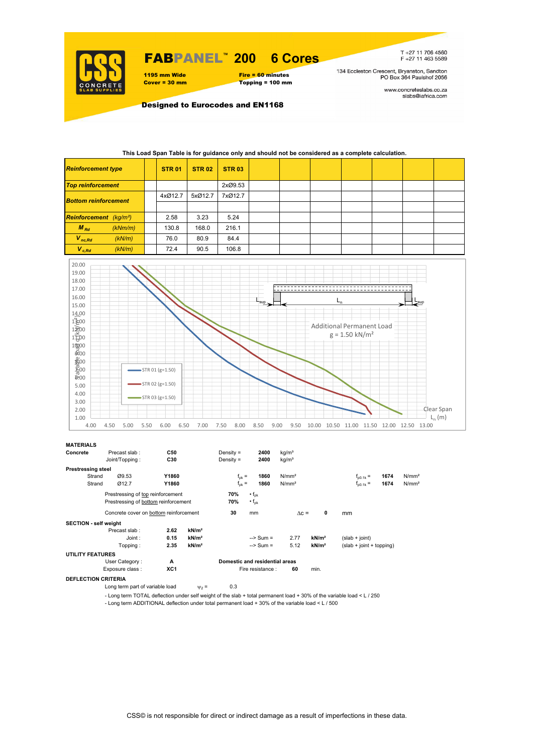# FABPANEL™ 200 6 Cores

**1195 mm Wide**
**Cover = 30 mm**

**Fire = 60 minutes**
**Topping = 100 mm**

T +27 11 706 4560
F +27 11 463 5589

134 Eccleston Crescent, Bryanston, Sandton
PO Box 364 Paulshof 2056

www.concreteslabs.co.za
slabs@iafrica.com

**Designed to Eurocodes and EN1168**

**This Load Span Table is for guidance only and should not be considered as a complete calculation.**

| *Reinforcement type* | | STR 01 | STR 02 | STR 03 | | | | | | | |
|---|---|---|---|---|---|---|---|---|---|---|---|
| *Top reinforcement* | | | | 2xØ9.53 | | | | | | | |
| *Bottom reinforcement* | | 4xØ12.7 | 5xØ12.7 | 7xØ12.7 | | | | | | | |
| | | | | | | | | | | | |
| *Reinforcement (kg/m²)* | | 2.58 | 3.23 | 5.24 | | | | | | | |
| $M_{Rd}$ (kNm/m) | | 130.8 | 168.0 | 216.1 | | | | | | | |
| $V_{nc,Rd}$ (kN/m) | | 76.0 | 80.9 | 84.4 | | | | | | | |
| $V_{c,Rd}$ (kN/m) | | 72.4 | 90.5 | 106.8 | | | | | | | |

Variable Load (kN/m²)

20.00 19.00 18.00 17.00 16.00 15.00 14.00 13.00 12.00 11.00 10.00 9.00 8.00 7.00 6.00 5.00 4.00 3.00 2.00 1.00

4.00 4.50 5.00 5.50 6.00 6.50 7.00 7.50 8.00 8.50 9.00 9.50 10.00 10.50 11.00 11.50 12.00 12.50 13.00

Clear Span $L_n$ (m)

$L_{sup}$ $L_n$ $L_{sup}$

Additional Permanent Load
g = 1.50 kN/m²

STR 01 (g=1.50)
STR 02 (g=1.50)
STR 03 (g=1.50)

**MATERIALS**

**Concrete**

| | | | | | |
|---|---|---|---|---|---|
| Precast slab : | C50 | Density = | 2400 | kg/m³ |
| Joint/Topping : | C30 | Density = | 2400 | kg/m³ |

**Prestressing steel**

| | | | | | | | | |
|---|---|---|---|---|---|---|---|---|
| Strand | Ø9.53 | Y1860 | $f_{pk}$ = | 1860 | N/mm² | $f_{p0.1k}$ = | 1674 | N/mm² |
| Strand | Ø12.7 | Y1860 | $f_{pk}$ = | 1860 | N/mm² | $f_{p0.1k}$ = | 1674 | N/mm² |

Prestressing of top reinforcement 70% $\cdot f_{pk}$
Prestressing of bottom reinforcement 70% $\cdot f_{pk}$

Concrete cover on bottom reinforcement 30 mm $\Delta c$ = 0 mm

**SECTION - self weight**

| | | | | | | |
|---|---|---|---|---|---|---|
| Precast slab : | 2.62 | kN/m² | | | | |
| Joint : | 0.15 | kN/m² | --> Sum = | 2.77 | kN/m² | (slab + joint) |
| Topping : | 2.35 | kN/m² | --> Sum = | 5.12 | kN/m² | (slab + joint + topping) |

**UTILITY FEATURES**

User Category : A — Domestic and residential areas
Exposure class : XC1 — Fire resistance : 60 min.

**DEFLECTION CRITERIA**

Long term part of variable load $\psi_2$ = 0.3

- Long term TOTAL deflection under self weight of the slab + total permanent load + 30% of the variable load < L / 250
- Long term ADDITIONAL deflection under total permanent load + 30% of the variable load < L / 500

CSS© is not responsible for direct or indirect damage as a result of imperfections in these data.